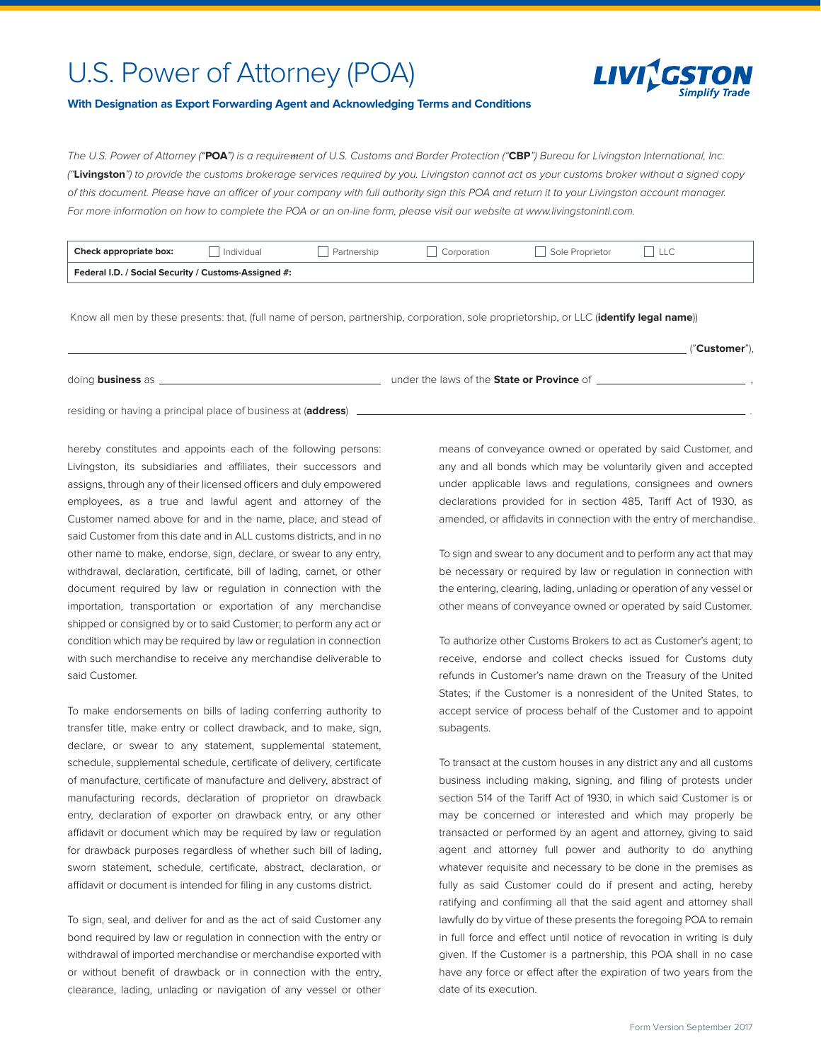# U.S. Power of Attorney (POA)

**With Designation as Export Forwarding Agent and Acknowledging Terms and Conditions**

*The U.S. Power of Attorney ("**POA**") is a requirement of U.S. Customs and Border Protection ("**CBP**") Bureau for Livingston International, Inc. ("**Livingston**") to provide the customs brokerage services required by you. Livingston cannot act as your customs broker without a signed copy of this document. Please have an officer of your company with full authority sign this POA and return it to your Livingston account manager. For more information on how to complete the POA or an on-line form, please visit our website at www.livingstonintl.com.*

| **Check appropriate box:** | ☐ Individual | ☐ Partnership | ☐ Corporation | ☐ Sole Proprietor | ☐ LLC |
|---|---|---|---|---|---|
| **Federal I.D. / Social Security / Customs-Assigned #:** | | | | | |

Know all men by these presents: that, (full name of person, partnership, corporation, sole proprietorship, or LLC (**identify legal name**))

______________________________________________________________________ ("**Customer**"),

doing **business** as ______________________________ under the laws of the **State or Province** of ______________________ ,

residing or having a principal place of business at (**address**) ______________________________________________ .

hereby constitutes and appoints each of the following persons: Livingston, its subsidiaries and affiliates, their successors and assigns, through any of their licensed officers and duly empowered employees, as a true and lawful agent and attorney of the Customer named above for and in the name, place, and stead of said Customer from this date and in ALL customs districts, and in no other name to make, endorse, sign, declare, or swear to any entry, withdrawal, declaration, certificate, bill of lading, carnet, or other document required by law or regulation in connection with the importation, transportation or exportation of any merchandise shipped or consigned by or to said Customer; to perform any act or condition which may be required by law or regulation in connection with such merchandise to receive any merchandise deliverable to said Customer.

To make endorsements on bills of lading conferring authority to transfer title, make entry or collect drawback, and to make, sign, declare, or swear to any statement, supplemental statement, schedule, supplemental schedule, certificate of delivery, certificate of manufacture, certificate of manufacture and delivery, abstract of manufacturing records, declaration of proprietor on drawback entry, declaration of exporter on drawback entry, or any other affidavit or document which may be required by law or regulation for drawback purposes regardless of whether such bill of lading, sworn statement, schedule, certificate, abstract, declaration, or affidavit or document is intended for filing in any customs district.

To sign, seal, and deliver for and as the act of said Customer any bond required by law or regulation in connection with the entry or withdrawal of imported merchandise or merchandise exported with or without benefit of drawback or in connection with the entry, clearance, lading, unlading or navigation of any vessel or other means of conveyance owned or operated by said Customer, and any and all bonds which may be voluntarily given and accepted under applicable laws and regulations, consignees and owners declarations provided for in section 485, Tariff Act of 1930, as amended, or affidavits in connection with the entry of merchandise.

To sign and swear to any document and to perform any act that may be necessary or required by law or regulation in connection with the entering, clearing, lading, unlading or operation of any vessel or other means of conveyance owned or operated by said Customer.

To authorize other Customs Brokers to act as Customer's agent; to receive, endorse and collect checks issued for Customs duty refunds in Customer's name drawn on the Treasury of the United States; if the Customer is a nonresident of the United States, to accept service of process behalf of the Customer and to appoint subagents.

To transact at the custom houses in any district any and all customs business including making, signing, and filing of protests under section 514 of the Tariff Act of 1930, in which said Customer is or may be concerned or interested and which may properly be transacted or performed by an agent and attorney, giving to said agent and attorney full power and authority to do anything whatever requisite and necessary to be done in the premises as fully as said Customer could do if present and acting, hereby ratifying and confirming all that the said agent and attorney shall lawfully do by virtue of these presents the foregoing POA to remain in full force and effect until notice of revocation in writing is duly given. If the Customer is a partnership, this POA shall in no case have any force or effect after the expiration of two years from the date of its execution.

Form Version September 2017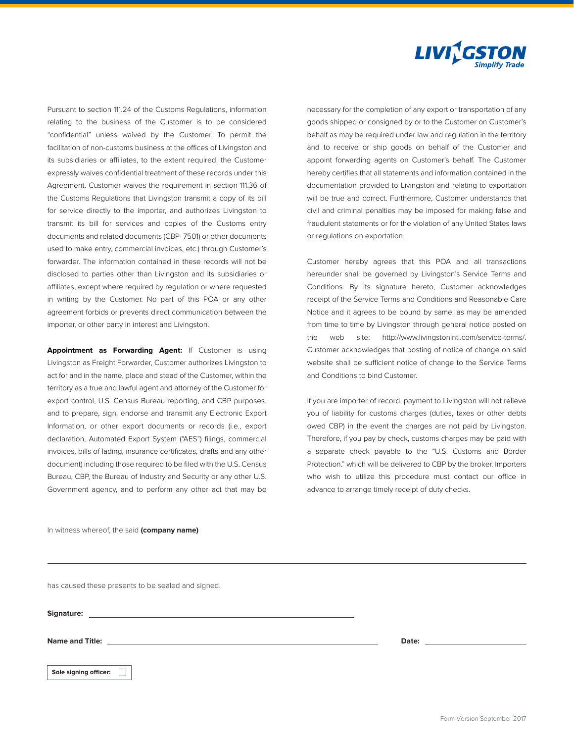Pursuant to section 111.24 of the Customs Regulations, information relating to the business of the Customer is to be considered "confidential" unless waived by the Customer. To permit the facilitation of non-customs business at the offices of Livingston and its subsidiaries or affiliates, to the extent required, the Customer expressly waives confidential treatment of these records under this Agreement. Customer waives the requirement in section 111.36 of the Customs Regulations that Livingston transmit a copy of its bill for service directly to the importer, and authorizes Livingston to transmit its bill for services and copies of the Customs entry documents and related documents (CBP- 7501) or other documents used to make entry, commercial invoices, etc.) through Customer's forwarder. The information contained in these records will not be disclosed to parties other than Livingston and its subsidiaries or affiliates, except where required by regulation or where requested in writing by the Customer. No part of this POA or any other agreement forbids or prevents direct communication between the importer, or other party in interest and Livingston.

**Appointment as Forwarding Agent:** If Customer is using Livingston as Freight Forwarder, Customer authorizes Livingston to act for and in the name, place and stead of the Customer, within the territory as a true and lawful agent and attorney of the Customer for export control, U.S. Census Bureau reporting, and CBP purposes, and to prepare, sign, endorse and transmit any Electronic Export Information, or other export documents or records (i.e., export declaration, Automated Export System ("AES") filings, commercial invoices, bills of lading, insurance certificates, drafts and any other document) including those required to be filed with the U.S. Census Bureau, CBP, the Bureau of Industry and Security or any other U.S. Government agency, and to perform any other act that may be necessary for the completion of any export or transportation of any goods shipped or consigned by or to the Customer on Customer's behalf as may be required under law and regulation in the territory and to receive or ship goods on behalf of the Customer and appoint forwarding agents on Customer's behalf. The Customer hereby certifies that all statements and information contained in the documentation provided to Livingston and relating to exportation will be true and correct. Furthermore, Customer understands that civil and criminal penalties may be imposed for making false and fraudulent statements or for the violation of any United States laws or regulations on exportation.

Customer hereby agrees that this POA and all transactions hereunder shall be governed by Livingston's Service Terms and Conditions. By its signature hereto, Customer acknowledges receipt of the Service Terms and Conditions and Reasonable Care Notice and it agrees to be bound by same, as may be amended from time to time by Livingston through general notice posted on the web site: http://www.livingstonintl.com/service-terms/. Customer acknowledges that posting of notice of change on said website shall be sufficient notice of change to the Service Terms and Conditions to bind Customer.

If you are importer of record, payment to Livingston will not relieve you of liability for customs charges (duties, taxes or other debts owed CBP) in the event the charges are not paid by Livingston. Therefore, if you pay by check, customs charges may be paid with a separate check payable to the "U.S. Customs and Border Protection." which will be delivered to CBP by the broker. Importers who wish to utilize this procedure must contact our office in advance to arrange timely receipt of duty checks.

In witness whereof, the said **(company name)**

\_\_\_\_\_\_\_\_\_\_\_\_\_\_\_\_\_\_\_\_\_\_\_\_\_\_\_\_\_\_\_\_\_\_\_\_\_\_\_\_\_\_\_\_\_\_\_\_\_\_\_\_\_\_\_\_

has caused these presents to be sealed and signed.

**Signature:** \_\_\_\_\_\_\_\_\_\_\_\_\_\_\_\_\_\_\_\_\_\_\_\_\_\_\_\_\_\_\_\_\_\_\_\_\_\_\_\_

**Name and Title:** \_\_\_\_\_\_\_\_\_\_\_\_\_\_\_\_\_\_\_\_\_\_\_\_\_\_\_\_\_\_\_\_\_\_\_\_\_\_\_\_ **Date:** \_\_\_\_\_\_\_\_\_\_\_\_\_\_\_\_\_\_\_\_

**Sole signing officer:** ☐

Form Version September 2017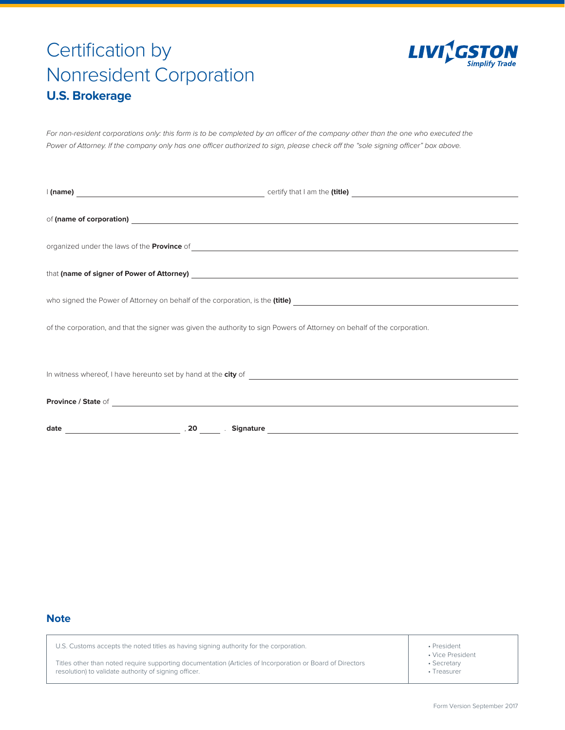# Certification by Nonresident Corporation

## U.S. Brokerage

LIVINGSTON Simplify Trade

*For non-resident corporations only: this form is to be completed by an officer of the company other than the one who executed the Power of Attorney. If the company only has one officer authorized to sign, please check off the "sole signing officer" box above.*

I **(name)** ______________________ certify that I am the **(title)** ______________________

of **(name of corporation)** ______________________

organized under the laws of the **Province** of ______________________

that **(name of signer of Power of Attorney)** ______________________

who signed the Power of Attorney on behalf of the corporation, is the **(title)** ______________________

of the corporation, and that the signer was given the authority to sign Powers of Attorney on behalf of the corporation.

In witness whereof, I have hereunto set by hand at the **city** of ______________________

**Province / State** of ______________________

**date** ______________ , **20** _____ . **Signature** ______________________

## Note

| | |
|---|---|
| U.S. Customs accepts the noted titles as having signing authority for the corporation.<br><br>Titles other than noted require supporting documentation (Articles of Incorporation or Board of Directors resolution) to validate authority of signing officer. | • President<br>• Vice President<br>• Secretary<br>• Treasurer |

Form Version September 2017